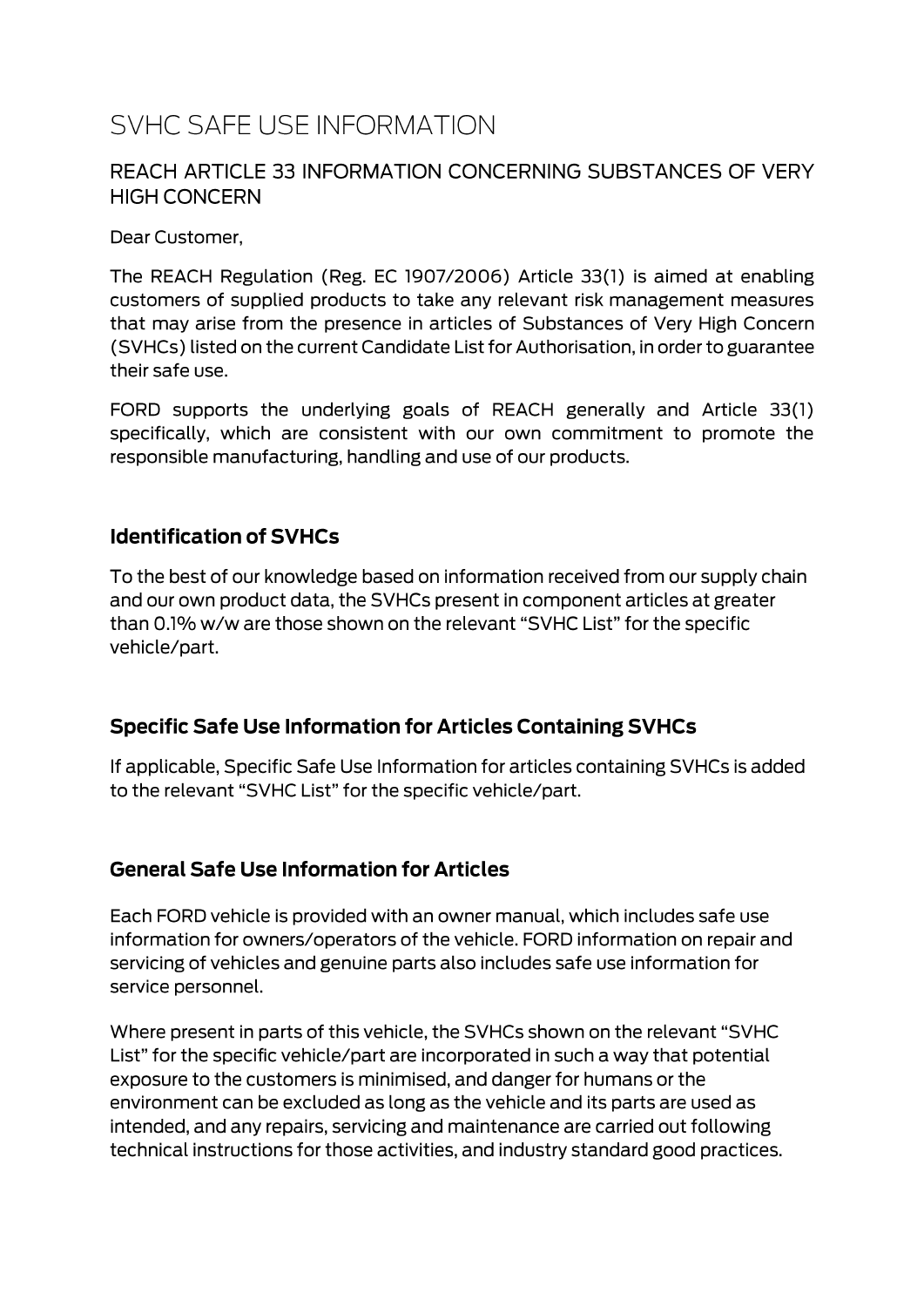# SVHC SAFE USE INFORMATION

## REACH ARTICLE 33 INFORMATION CONCERNING SUBSTANCES OF VERY HIGH CONCERN

Dear Customer,

The REACH Regulation (Reg. EC 1907/2006) Article 33(1) is aimed at enabling customers of supplied products to take any relevant risk management measures that may arise from the presence in articles of Substances of Very High Concern (SVHCs) listed on the current Candidate List for Authorisation, in order to guarantee their safe use.

FORD supports the underlying goals of REACH generally and Article 33(1) specifically, which are consistent with our own commitment to promote the responsible manufacturing, handling and use of our products.

### Identification of SVHCs

To the best of our knowledge based on information received from our supply chain and our own product data, the SVHCs present in component articles at greater than 0.1% w/w are those shown on the relevant "SVHC List" for the specific vehicle/part.

### Specific Safe Use Information for Articles Containing SVHCs

If applicable, Specific Safe Use Information for articles containing SVHCs is added to the relevant "SVHC List" for the specific vehicle/part.

### General Safe Use Information for Articles

Each FORD vehicle is provided with an owner manual, which includes safe use information for owners/operators of the vehicle. FORD information on repair and servicing of vehicles and genuine parts also includes safe use information for service personnel.

Where present in parts of this vehicle, the SVHCs shown on the relevant "SVHC List" for the specific vehicle/part are incorporated in such a way that potential exposure to the customers is minimised, and danger for humans or the environment can be excluded as long as the vehicle and its parts are used as intended, and any repairs, servicing and maintenance are carried out following technical instructions for those activities, and industry standard good practices.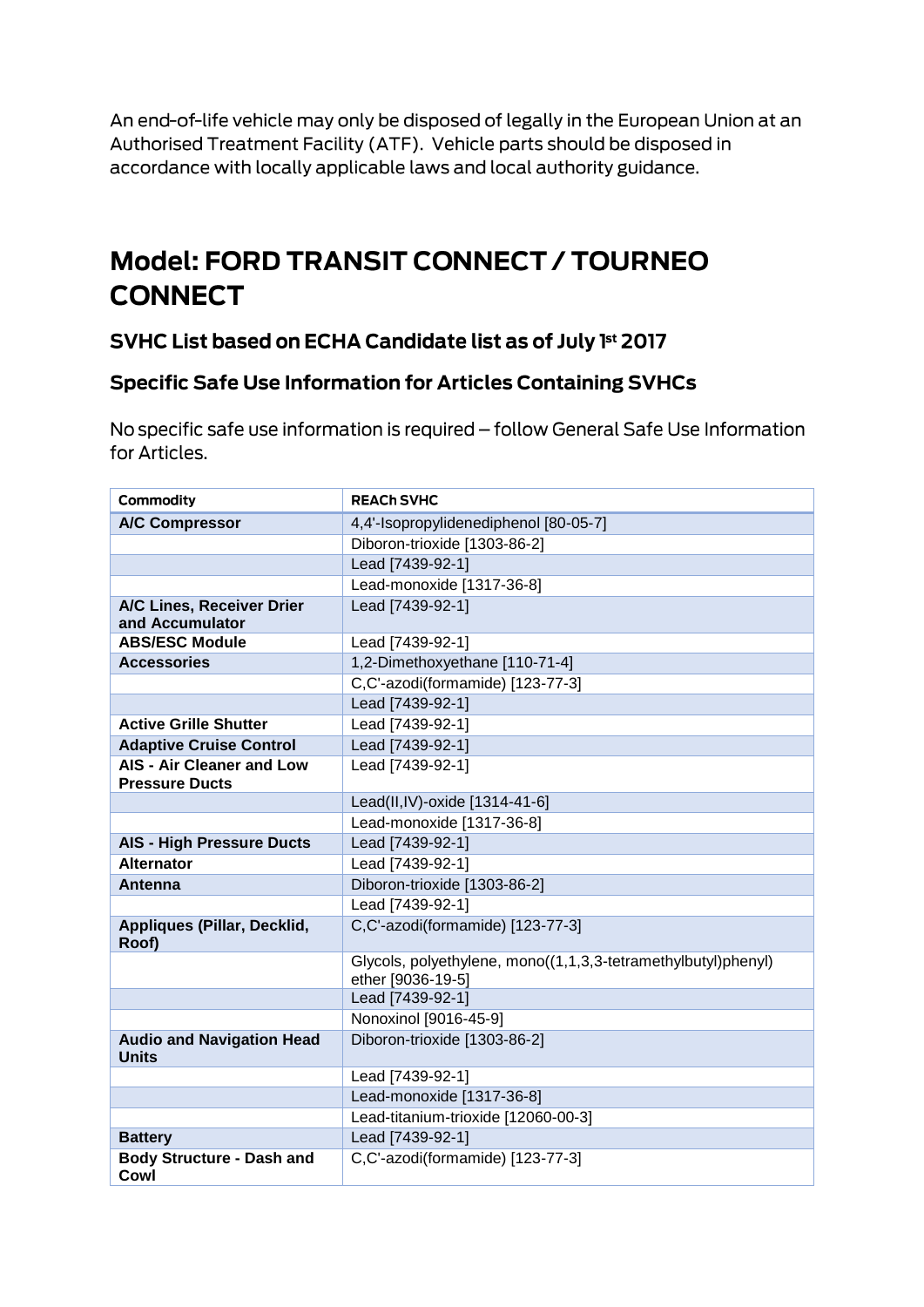An end-of-life vehicle may only be disposed of legally in the European Union at an Authorised Treatment Facility (ATF). Vehicle parts should be disposed in accordance with locally applicable laws and local authority guidance.

# Model: FORD TRANSIT CONNECT / TOURNEO CONNECT

### SVHC List based on ECHA Candidate list as of July 1st 2017

### Specific Safe Use Information for Articles Containing SVHCs

No specific safe use information is required – follow General Safe Use Information for Articles.

| Commodity | REACh SVHC |
|---|---|
| **A/C Compressor** | 4,4'-Isopropylidenediphenol [80-05-7] |
| | Diboron-trioxide [1303-86-2] |
| | Lead [7439-92-1] |
| | Lead-monoxide [1317-36-8] |
| **A/C Lines, Receiver Drier and Accumulator** | Lead [7439-92-1] |
| **ABS/ESC Module** | Lead [7439-92-1] |
| **Accessories** | 1,2-Dimethoxyethane [110-71-4] |
| | C,C'-azodi(formamide) [123-77-3] |
| | Lead [7439-92-1] |
| **Active Grille Shutter** | Lead [7439-92-1] |
| **Adaptive Cruise Control** | Lead [7439-92-1] |
| **AIS - Air Cleaner and Low Pressure Ducts** | Lead [7439-92-1] |
| | Lead(II,IV)-oxide [1314-41-6] |
| | Lead-monoxide [1317-36-8] |
| **AIS - High Pressure Ducts** | Lead [7439-92-1] |
| **Alternator** | Lead [7439-92-1] |
| **Antenna** | Diboron-trioxide [1303-86-2] |
| | Lead [7439-92-1] |
| **Appliques (Pillar, Decklid, Roof)** | C,C'-azodi(formamide) [123-77-3] |
| | Glycols, polyethylene, mono((1,1,3,3-tetramethylbutyl)phenyl) ether [9036-19-5] |
| | Lead [7439-92-1] |
| | Nonoxinol [9016-45-9] |
| **Audio and Navigation Head Units** | Diboron-trioxide [1303-86-2] |
| | Lead [7439-92-1] |
| | Lead-monoxide [1317-36-8] |
| | Lead-titanium-trioxide [12060-00-3] |
| **Battery** | Lead [7439-92-1] |
| **Body Structure - Dash and Cowl** | C,C'-azodi(formamide) [123-77-3] |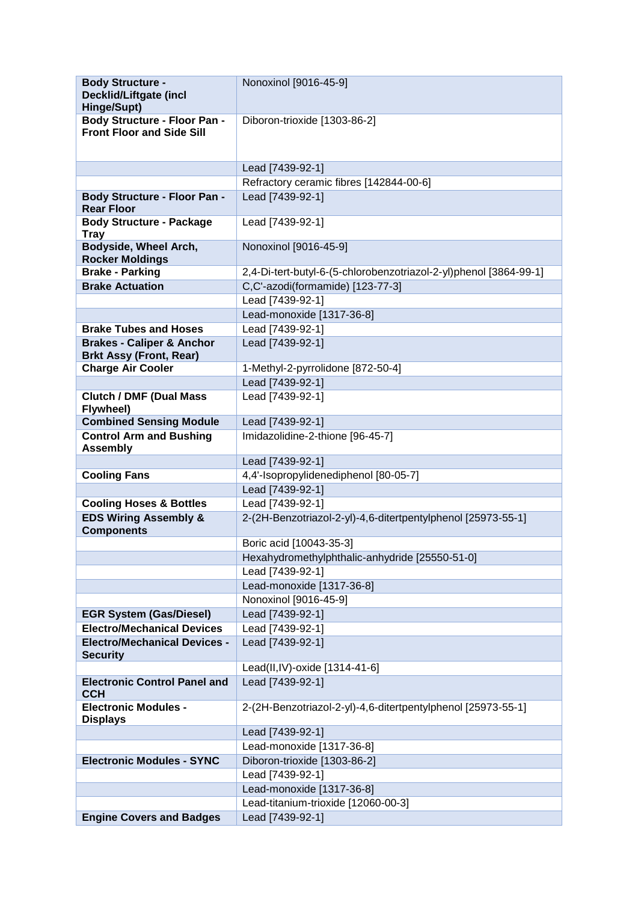| Body Structure - Decklid/Liftgate (incl Hinge/Supt) | Nonoxinol [9016-45-9] |
|---|---|
| **Body Structure - Floor Pan - Front Floor and Side Sill** | Diboron-trioxide [1303-86-2] |
| | Lead [7439-92-1] |
| | Refractory ceramic fibres [142844-00-6] |
| **Body Structure - Floor Pan - Rear Floor** | Lead [7439-92-1] |
| **Body Structure - Package Tray** | Lead [7439-92-1] |
| **Bodyside, Wheel Arch, Rocker Moldings** | Nonoxinol [9016-45-9] |
| **Brake - Parking** | 2,4-Di-tert-butyl-6-(5-chlorobenzotriazol-2-yl)phenol [3864-99-1] |
| **Brake Actuation** | C,C'-azodi(formamide) [123-77-3] |
| | Lead [7439-92-1] |
| | Lead-monoxide [1317-36-8] |
| **Brake Tubes and Hoses** | Lead [7439-92-1] |
| **Brakes - Caliper & Anchor Brkt Assy (Front, Rear)** | Lead [7439-92-1] |
| **Charge Air Cooler** | 1-Methyl-2-pyrrolidone [872-50-4] |
| | Lead [7439-92-1] |
| **Clutch / DMF (Dual Mass Flywheel)** | Lead [7439-92-1] |
| **Combined Sensing Module** | Lead [7439-92-1] |
| **Control Arm and Bushing Assembly** | Imidazolidine-2-thione [96-45-7] |
| | Lead [7439-92-1] |
| **Cooling Fans** | 4,4'-Isopropylidenediphenol [80-05-7] |
| | Lead [7439-92-1] |
| **Cooling Hoses & Bottles** | Lead [7439-92-1] |
| **EDS Wiring Assembly & Components** | 2-(2H-Benzotriazol-2-yl)-4,6-ditertpentylphenol [25973-55-1] |
| | Boric acid [10043-35-3] |
| | Hexahydromethylphthalic-anhydride [25550-51-0] |
| | Lead [7439-92-1] |
| | Lead-monoxide [1317-36-8] |
| | Nonoxinol [9016-45-9] |
| **EGR System (Gas/Diesel)** | Lead [7439-92-1] |
| **Electro/Mechanical Devices** | Lead [7439-92-1] |
| **Electro/Mechanical Devices - Security** | Lead [7439-92-1] |
| | Lead(II,IV)-oxide [1314-41-6] |
| **Electronic Control Panel and CCH** | Lead [7439-92-1] |
| **Electronic Modules - Displays** | 2-(2H-Benzotriazol-2-yl)-4,6-ditertpentylphenol [25973-55-1] |
| | Lead [7439-92-1] |
| | Lead-monoxide [1317-36-8] |
| **Electronic Modules - SYNC** | Diboron-trioxide [1303-86-2] |
| | Lead [7439-92-1] |
| | Lead-monoxide [1317-36-8] |
| | Lead-titanium-trioxide [12060-00-3] |
| **Engine Covers and Badges** | Lead [7439-92-1] |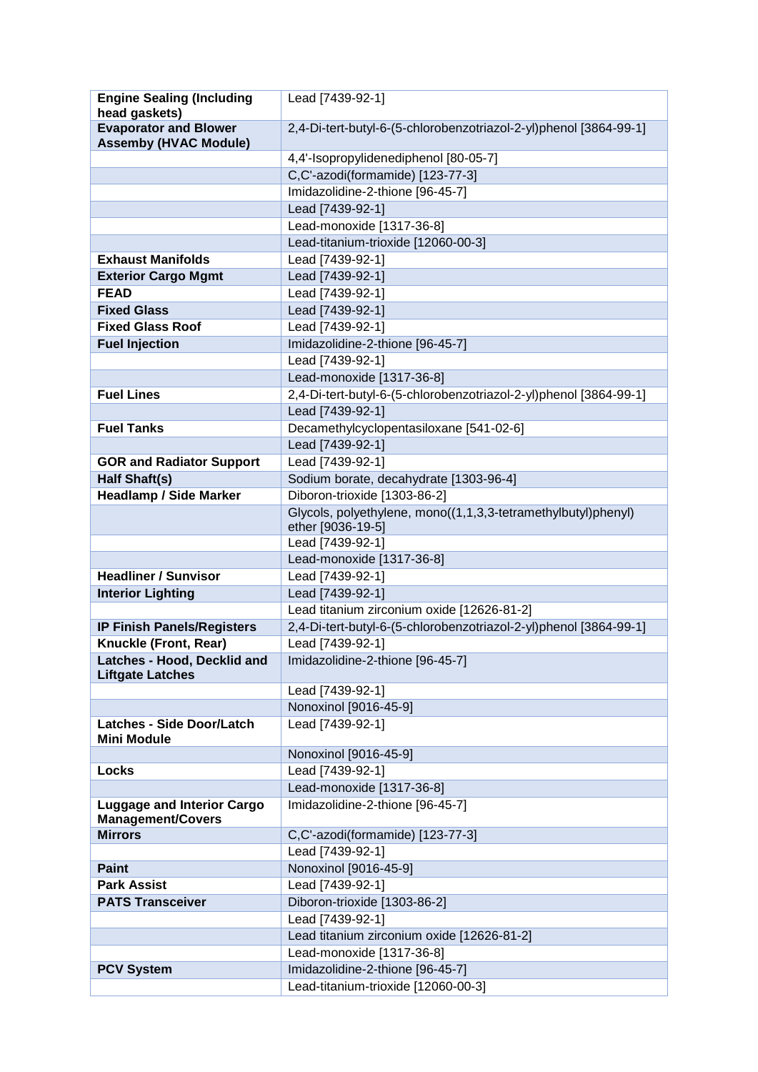| | |
|---|---|
| **Engine Sealing (Including head gaskets)** | Lead [7439-92-1] |
| **Evaporator and Blower Assemby (HVAC Module)** | 2,4-Di-tert-butyl-6-(5-chlorobenzotriazol-2-yl)phenol [3864-99-1] |
| | 4,4'-Isopropylidenediphenol [80-05-7] |
| | C,C'-azodi(formamide) [123-77-3] |
| | Imidazolidine-2-thione [96-45-7] |
| | Lead [7439-92-1] |
| | Lead-monoxide [1317-36-8] |
| | Lead-titanium-trioxide [12060-00-3] |
| **Exhaust Manifolds** | Lead [7439-92-1] |
| **Exterior Cargo Mgmt** | Lead [7439-92-1] |
| **FEAD** | Lead [7439-92-1] |
| **Fixed Glass** | Lead [7439-92-1] |
| **Fixed Glass Roof** | Lead [7439-92-1] |
| **Fuel Injection** | Imidazolidine-2-thione [96-45-7] |
| | Lead [7439-92-1] |
| | Lead-monoxide [1317-36-8] |
| **Fuel Lines** | 2,4-Di-tert-butyl-6-(5-chlorobenzotriazol-2-yl)phenol [3864-99-1] |
| | Lead [7439-92-1] |
| **Fuel Tanks** | Decamethylcyclopentasiloxane [541-02-6] |
| | Lead [7439-92-1] |
| **GOR and Radiator Support** | Lead [7439-92-1] |
| **Half Shaft(s)** | Sodium borate, decahydrate [1303-96-4] |
| **Headlamp / Side Marker** | Diboron-trioxide [1303-86-2] |
| | Glycols, polyethylene, mono((1,1,3,3-tetramethylbutyl)phenyl) ether [9036-19-5] |
| | Lead [7439-92-1] |
| | Lead-monoxide [1317-36-8] |
| **Headliner / Sunvisor** | Lead [7439-92-1] |
| **Interior Lighting** | Lead [7439-92-1] |
| | Lead titanium zirconium oxide [12626-81-2] |
| **IP Finish Panels/Registers** | 2,4-Di-tert-butyl-6-(5-chlorobenzotriazol-2-yl)phenol [3864-99-1] |
| **Knuckle (Front, Rear)** | Lead [7439-92-1] |
| **Latches - Hood, Decklid and Liftgate Latches** | Imidazolidine-2-thione [96-45-7] |
| | Lead [7439-92-1] |
| | Nonoxinol [9016-45-9] |
| **Latches - Side Door/Latch Mini Module** | Lead [7439-92-1] |
| | Nonoxinol [9016-45-9] |
| **Locks** | Lead [7439-92-1] |
| | Lead-monoxide [1317-36-8] |
| **Luggage and Interior Cargo Management/Covers** | Imidazolidine-2-thione [96-45-7] |
| **Mirrors** | C,C'-azodi(formamide) [123-77-3] |
| | Lead [7439-92-1] |
| **Paint** | Nonoxinol [9016-45-9] |
| **Park Assist** | Lead [7439-92-1] |
| **PATS Transceiver** | Diboron-trioxide [1303-86-2] |
| | Lead [7439-92-1] |
| | Lead titanium zirconium oxide [12626-81-2] |
| | Lead-monoxide [1317-36-8] |
| **PCV System** | Imidazolidine-2-thione [96-45-7] |
| | Lead-titanium-trioxide [12060-00-3] |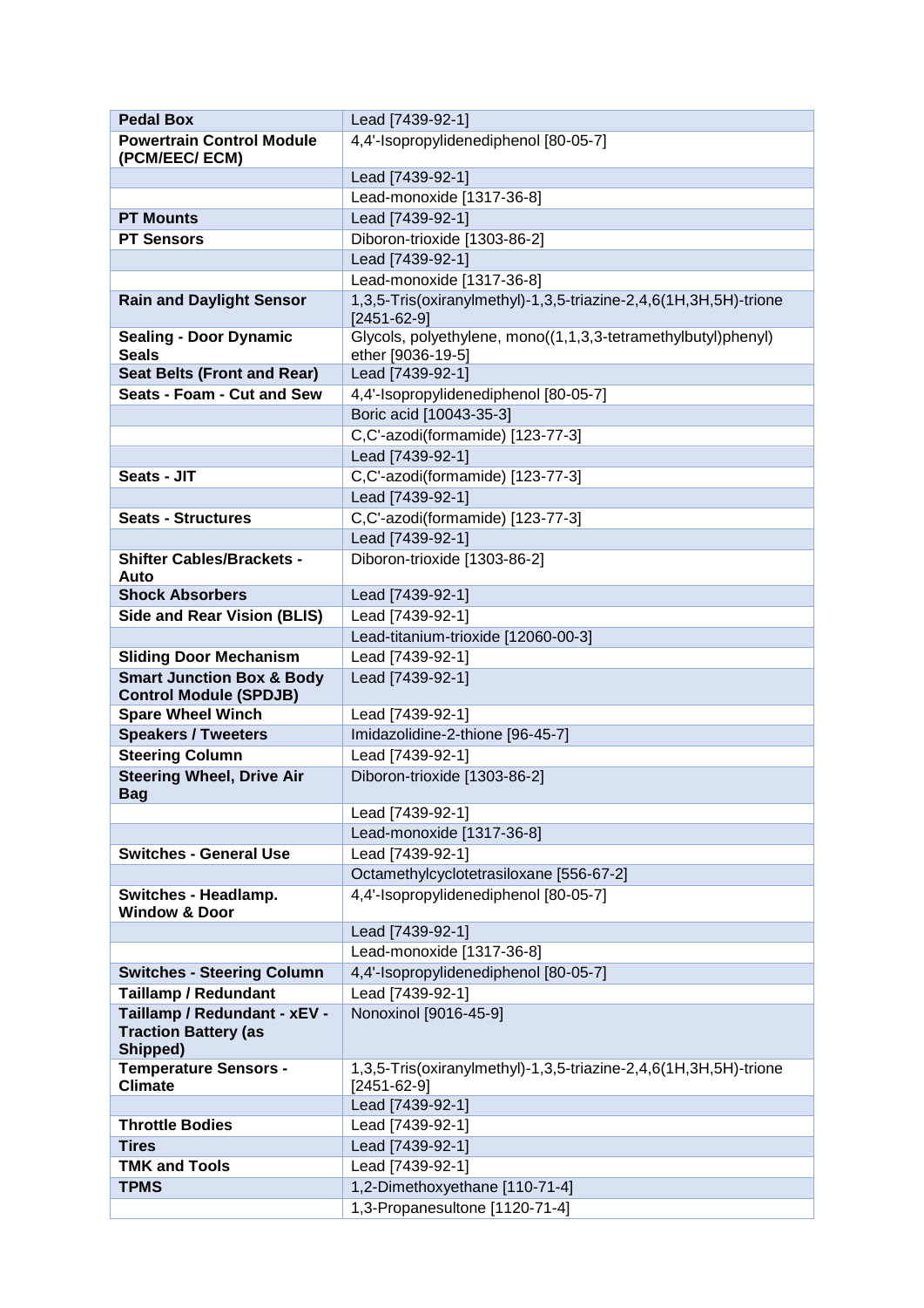| **Pedal Box** | Lead [7439-92-1] |
|---|---|
| **Powertrain Control Module (PCM/EEC/ ECM)** | 4,4'-Isopropylidenediphenol [80-05-7] |
| | Lead [7439-92-1] |
| | Lead-monoxide [1317-36-8] |
| **PT Mounts** | Lead [7439-92-1] |
| **PT Sensors** | Diboron-trioxide [1303-86-2] |
| | Lead [7439-92-1] |
| | Lead-monoxide [1317-36-8] |
| **Rain and Daylight Sensor** | 1,3,5-Tris(oxiranylmethyl)-1,3,5-triazine-2,4,6(1H,3H,5H)-trione [2451-62-9] |
| **Sealing - Door Dynamic Seals** | Glycols, polyethylene, mono((1,1,3,3-tetramethylbutyl)phenyl) ether [9036-19-5] |
| **Seat Belts (Front and Rear)** | Lead [7439-92-1] |
| **Seats - Foam - Cut and Sew** | 4,4'-Isopropylidenediphenol [80-05-7] |
| | Boric acid [10043-35-3] |
| | C,C'-azodi(formamide) [123-77-3] |
| | Lead [7439-92-1] |
| **Seats - JIT** | C,C'-azodi(formamide) [123-77-3] |
| | Lead [7439-92-1] |
| **Seats - Structures** | C,C'-azodi(formamide) [123-77-3] |
| | Lead [7439-92-1] |
| **Shifter Cables/Brackets - Auto** | Diboron-trioxide [1303-86-2] |
| **Shock Absorbers** | Lead [7439-92-1] |
| **Side and Rear Vision (BLIS)** | Lead [7439-92-1] |
| | Lead-titanium-trioxide [12060-00-3] |
| **Sliding Door Mechanism** | Lead [7439-92-1] |
| **Smart Junction Box & Body Control Module (SPDJB)** | Lead [7439-92-1] |
| **Spare Wheel Winch** | Lead [7439-92-1] |
| **Speakers / Tweeters** | Imidazolidine-2-thione [96-45-7] |
| **Steering Column** | Lead [7439-92-1] |
| **Steering Wheel, Drive Air Bag** | Diboron-trioxide [1303-86-2] |
| | Lead [7439-92-1] |
| | Lead-monoxide [1317-36-8] |
| **Switches - General Use** | Lead [7439-92-1] |
| | Octamethylcyclotetrasiloxane [556-67-2] |
| **Switches - Headlamp. Window & Door** | 4,4'-Isopropylidenediphenol [80-05-7] |
| | Lead [7439-92-1] |
| | Lead-monoxide [1317-36-8] |
| **Switches - Steering Column** | 4,4'-Isopropylidenediphenol [80-05-7] |
| **Taillamp / Redundant** | Lead [7439-92-1] |
| **Taillamp / Redundant - xEV - Traction Battery (as Shipped)** | Nonoxinol [9016-45-9] |
| **Temperature Sensors - Climate** | 1,3,5-Tris(oxiranylmethyl)-1,3,5-triazine-2,4,6(1H,3H,5H)-trione [2451-62-9] |
| | Lead [7439-92-1] |
| **Throttle Bodies** | Lead [7439-92-1] |
| **Tires** | Lead [7439-92-1] |
| **TMK and Tools** | Lead [7439-92-1] |
| **TPMS** | 1,2-Dimethoxyethane [110-71-4] |
| | 1,3-Propanesultone [1120-71-4] |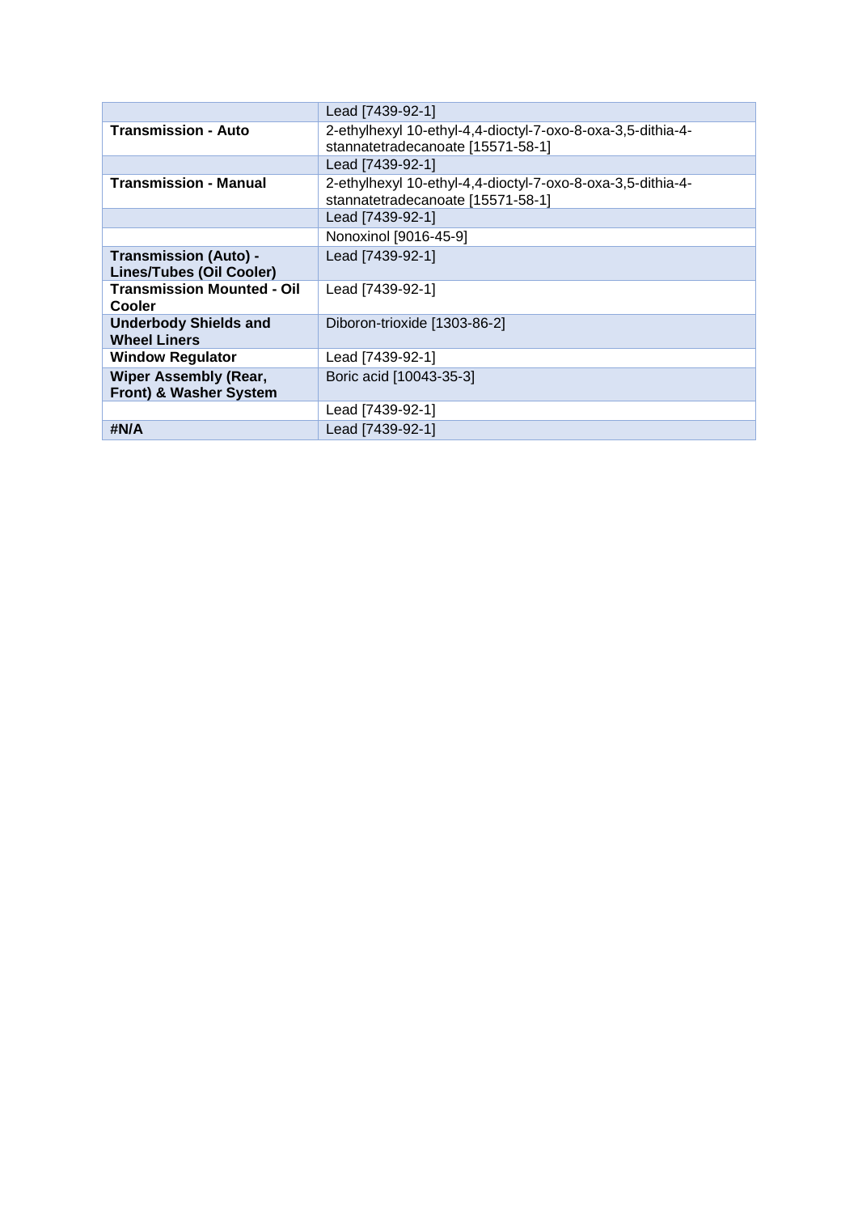| | |
|---|---|
| | Lead [7439-92-1] |
| **Transmission - Auto** | 2-ethylhexyl 10-ethyl-4,4-dioctyl-7-oxo-8-oxa-3,5-dithia-4-stannatetradecanoate [15571-58-1] |
| | Lead [7439-92-1] |
| **Transmission - Manual** | 2-ethylhexyl 10-ethyl-4,4-dioctyl-7-oxo-8-oxa-3,5-dithia-4-stannatetradecanoate [15571-58-1] |
| | Lead [7439-92-1] |
| | Nonoxinol [9016-45-9] |
| **Transmission (Auto) - Lines/Tubes (Oil Cooler)** | Lead [7439-92-1] |
| **Transmission Mounted - Oil Cooler** | Lead [7439-92-1] |
| **Underbody Shields and Wheel Liners** | Diboron-trioxide [1303-86-2] |
| **Window Regulator** | Lead [7439-92-1] |
| **Wiper Assembly (Rear, Front) & Washer System** | Boric acid [10043-35-3] |
| | Lead [7439-92-1] |
| **#N/A** | Lead [7439-92-1] |